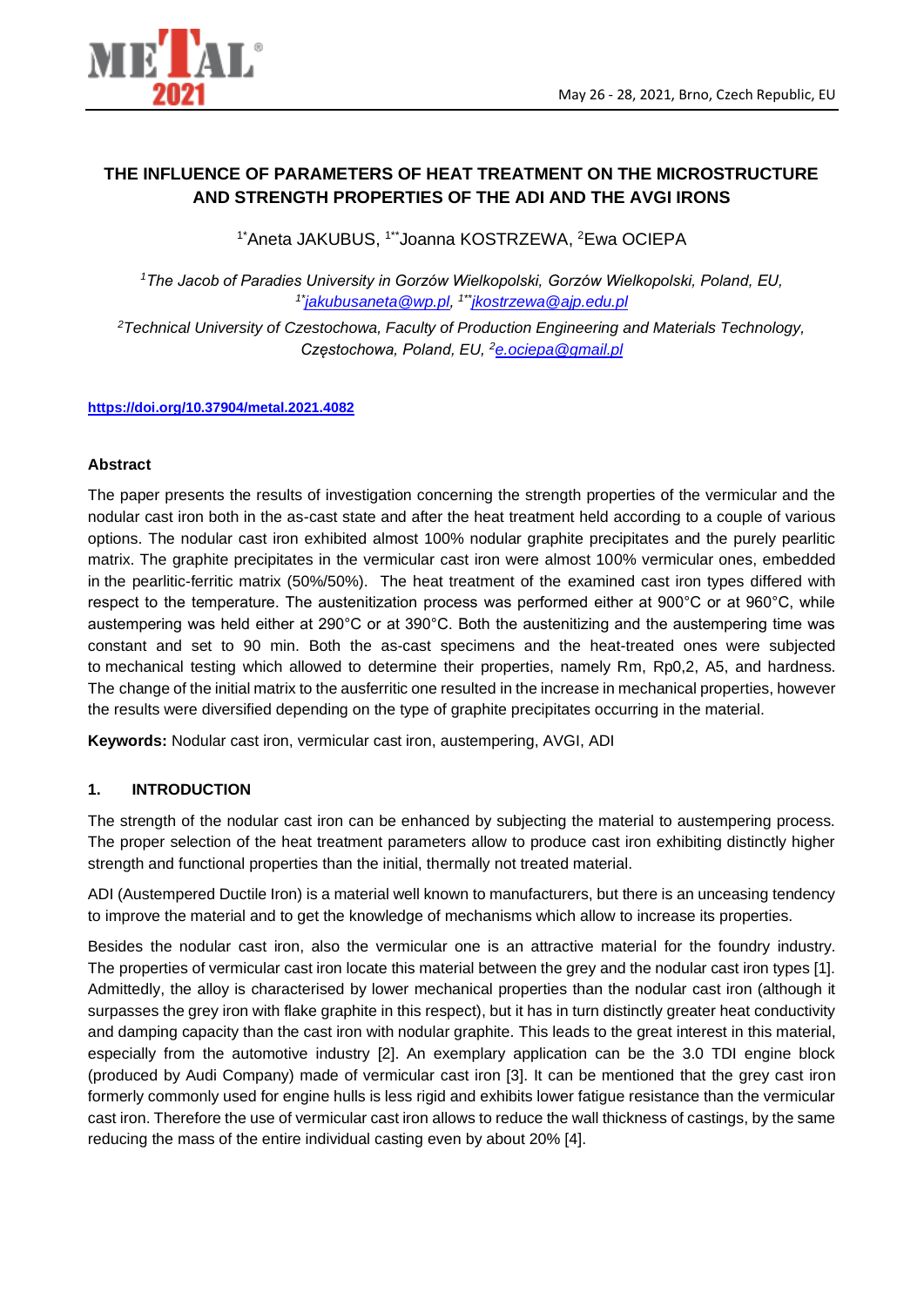# THE INFLUENCE OF PARAMETERS OF HEAT TREATMENT ON THE MICROSTRUCTURE AND STRENGTH PROPERTIES OF THE ADI AND THE AVGI IRONS

[1*]Aneta JAKUBUS, [1**]Joanna KOSTRZEWA, [2]Ewa OCIEPA

[1]*The Jacob of Paradies University in Gorzów Wielkopolski, Gorzów Wielkopolski, Poland, EU,* [1*]*jakubusaneta@wp.pl*, [1**]*jkostrzewa@ajp.edu.pl*

[2]*Technical University of Czestochowa, Faculty of Production Engineering and Materials Technology, Częstochowa, Poland, EU,* [2]*e.ociepa@gmail.pl*

**https://doi.org/10.37904/metal.2021.4082**

## Abstract

The paper presents the results of investigation concerning the strength properties of the vermicular and the nodular cast iron both in the as-cast state and after the heat treatment held according to a couple of various options. The nodular cast iron exhibited almost 100% nodular graphite precipitates and the purely pearlitic matrix. The graphite precipitates in the vermicular cast iron were almost 100% vermicular ones, embedded in the pearlitic-ferritic matrix (50%/50%). The heat treatment of the examined cast iron types differed with respect to the temperature. The austenitization process was performed either at 900°C or at 960°C, while austempering was held either at 290°C or at 390°C. Both the austenitizing and the austempering time was constant and set to 90 min. Both the as-cast specimens and the heat-treated ones were subjected to mechanical testing which allowed to determine their properties, namely Rm, Rp0,2, A5, and hardness. The change of the initial matrix to the ausferritic one resulted in the increase in mechanical properties, however the results were diversified depending on the type of graphite precipitates occurring in the material.

**Keywords:** Nodular cast iron, vermicular cast iron, austempering, AVGI, ADI

## 1. INTRODUCTION

The strength of the nodular cast iron can be enhanced by subjecting the material to austempering process. The proper selection of the heat treatment parameters allow to produce cast iron exhibiting distinctly higher strength and functional properties than the initial, thermally not treated material.

ADI (Austempered Ductile Iron) is a material well known to manufacturers, but there is an unceasing tendency to improve the material and to get the knowledge of mechanisms which allow to increase its properties.

Besides the nodular cast iron, also the vermicular one is an attractive material for the foundry industry. The properties of vermicular cast iron locate this material between the grey and the nodular cast iron types [1]. Admittedly, the alloy is characterised by lower mechanical properties than the nodular cast iron (although it surpasses the grey iron with flake graphite in this respect), but it has in turn distinctly greater heat conductivity and damping capacity than the cast iron with nodular graphite. This leads to the great interest in this material, especially from the automotive industry [2]. An exemplary application can be the 3.0 TDI engine block (produced by Audi Company) made of vermicular cast iron [3]. It can be mentioned that the grey cast iron formerly commonly used for engine hulls is less rigid and exhibits lower fatigue resistance than the vermicular cast iron. Therefore the use of vermicular cast iron allows to reduce the wall thickness of castings, by the same reducing the mass of the entire individual casting even by about 20% [4].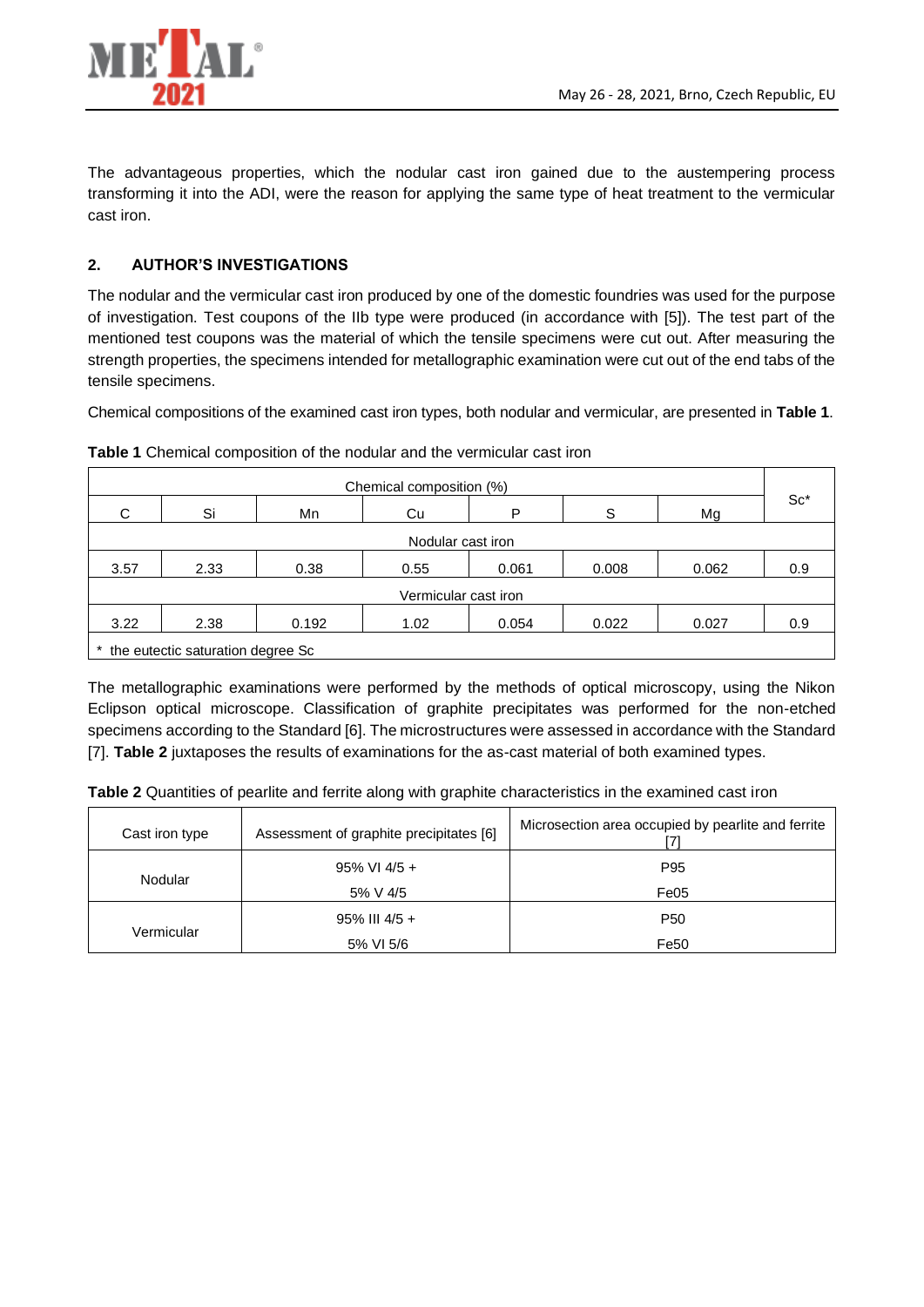The advantageous properties, which the nodular cast iron gained due to the austempering process transforming it into the ADI, were the reason for applying the same type of heat treatment to the vermicular cast iron.

## 2. AUTHOR'S INVESTIGATIONS

The nodular and the vermicular cast iron produced by one of the domestic foundries was used for the purpose of investigation. Test coupons of the IIb type were produced (in accordance with [5]). The test part of the mentioned test coupons was the material of which the tensile specimens were cut out. After measuring the strength properties, the specimens intended for metallographic examination were cut out of the end tabs of the tensile specimens.

Chemical compositions of the examined cast iron types, both nodular and vermicular, are presented in **Table 1**.

**Table 1** Chemical composition of the nodular and the vermicular cast iron

| Chemical composition (%) | | | | | | | Sc* |
|---|---|---|---|---|---|---|---|
| C | Si | Mn | Cu | P | S | Mg | |
| Nodular cast iron | | | | | | | |
| 3.57 | 2.33 | 0.38 | 0.55 | 0.061 | 0.008 | 0.062 | 0.9 |
| Vermicular cast iron | | | | | | | |
| 3.22 | 2.38 | 0.192 | 1.02 | 0.054 | 0.022 | 0.027 | 0.9 |

\* the eutectic saturation degree Sc

The metallographic examinations were performed by the methods of optical microscopy, using the Nikon Eclipson optical microscope. Classification of graphite precipitates was performed for the non-etched specimens according to the Standard [6]. The microstructures were assessed in accordance with the Standard [7]. **Table 2** juxtaposes the results of examinations for the as-cast material of both examined types.

**Table 2** Quantities of pearlite and ferrite along with graphite characteristics in the examined cast iron

| Cast iron type | Assessment of graphite precipitates [6] | Microsection area occupied by pearlite and ferrite [7] |
|---|---|---|
| Nodular | 95% VI 4/5 + | P95 |
| | 5% V 4/5 | Fe05 |
| Vermicular | 95% III 4/5 + | P50 |
| | 5% VI 5/6 | Fe50 |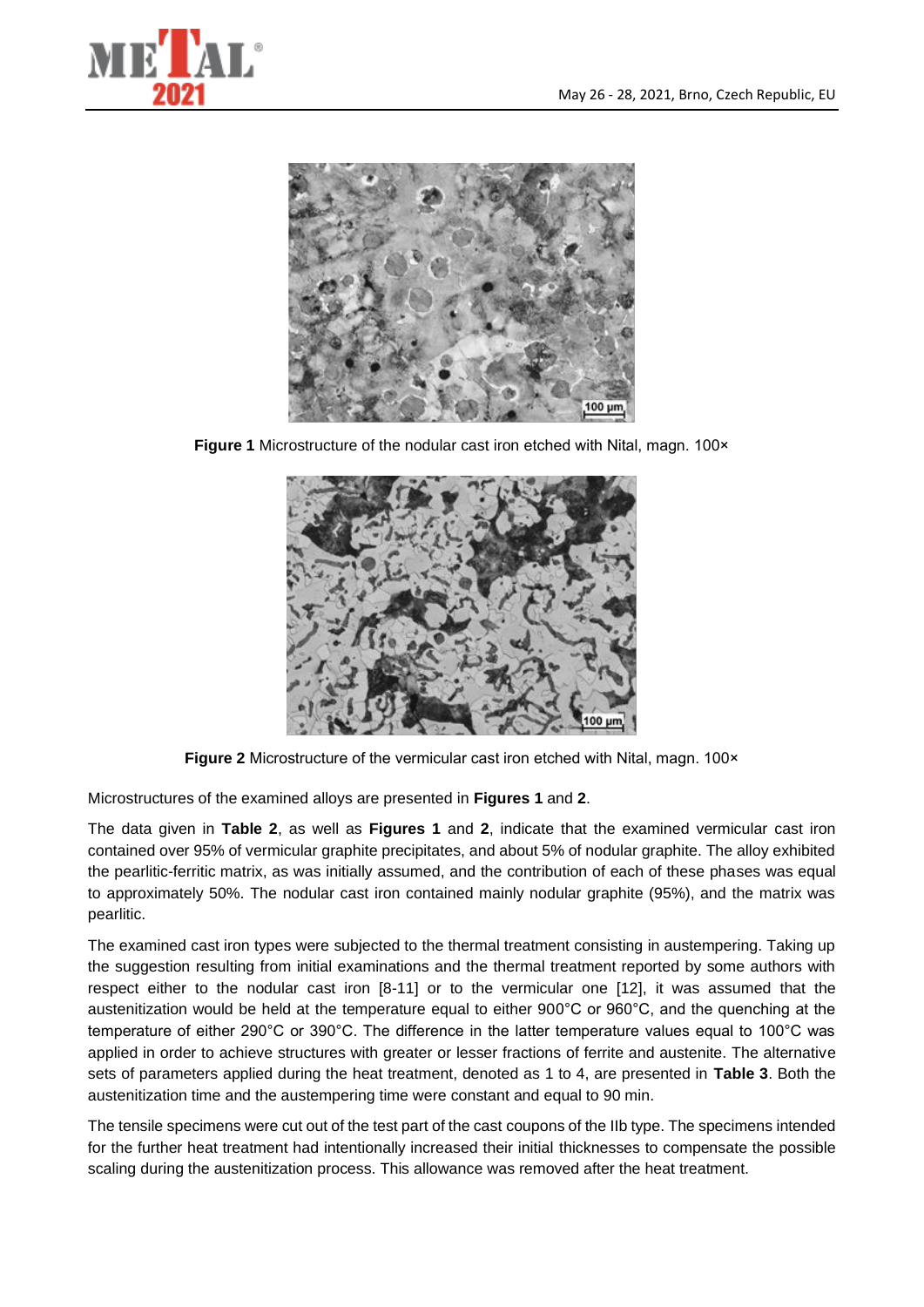**Figure 1** Microstructure of the nodular cast iron etched with Nital, magn. 100×

**Figure 2** Microstructure of the vermicular cast iron etched with Nital, magn. 100×

Microstructures of the examined alloys are presented in **Figures 1** and **2**.

The data given in **Table 2**, as well as **Figures 1** and **2**, indicate that the examined vermicular cast iron contained over 95% of vermicular graphite precipitates, and about 5% of nodular graphite. The alloy exhibited the pearlitic-ferritic matrix, as was initially assumed, and the contribution of each of these phases was equal to approximately 50%. The nodular cast iron contained mainly nodular graphite (95%), and the matrix was pearlitic.

The examined cast iron types were subjected to the thermal treatment consisting in austempering. Taking up the suggestion resulting from initial examinations and the thermal treatment reported by some authors with respect either to the nodular cast iron [8-11] or to the vermicular one [12], it was assumed that the austenitization would be held at the temperature equal to either 900°C or 960°C, and the quenching at the temperature of either 290°C or 390°C. The difference in the latter temperature values equal to 100°C was applied in order to achieve structures with greater or lesser fractions of ferrite and austenite. The alternative sets of parameters applied during the heat treatment, denoted as 1 to 4, are presented in **Table 3**. Both the austenitization time and the austempering time were constant and equal to 90 min.

The tensile specimens were cut out of the test part of the cast coupons of the IIb type. The specimens intended for the further heat treatment had intentionally increased their initial thicknesses to compensate the possible scaling during the austenitization process. This allowance was removed after the heat treatment.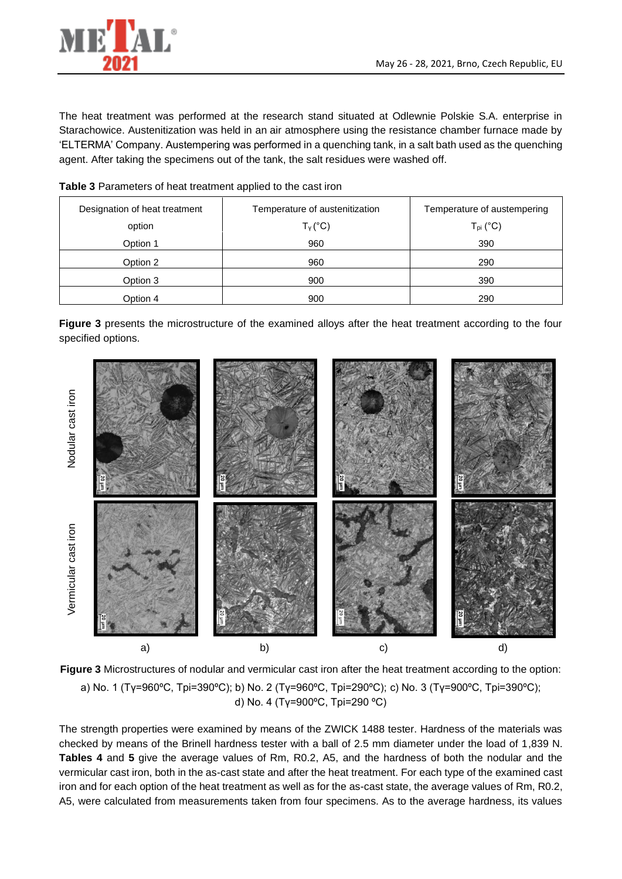The heat treatment was performed at the research stand situated at Odlewnie Polskie S.A. enterprise in Starachowice. Austenitization was held in an air atmosphere using the resistance chamber furnace made by 'ELTERMA' Company. Austempering was performed in a quenching tank, in a salt bath used as the quenching agent. After taking the specimens out of the tank, the salt residues were washed off.

**Table 3** Parameters of heat treatment applied to the cast iron

| Designation of heat treatment option | Temperature of austenitization $T_\gamma$ (°C) | Temperature of austempering $T_{pi}$ (°C) |
|---|---|---|
| Option 1 | 960 | 390 |
| Option 2 | 960 | 290 |
| Option 3 | 900 | 390 |
| Option 4 | 900 | 290 |

**Figure 3** presents the microstructure of the examined alloys after the heat treatment according to the four specified options.

**Figure 3** Microstructures of nodular and vermicular cast iron after the heat treatment according to the option: a) No. 1 ($T\gamma$=960ºC, Tpi=390ºC); b) No. 2 ($T\gamma$=960ºC, Tpi=290ºC); c) No. 3 ($T\gamma$=900ºC, Tpi=390ºC); d) No. 4 ($T\gamma$=900ºC, Tpi=290 ºC)

The strength properties were examined by means of the ZWICK 1488 tester. Hardness of the materials was checked by means of the Brinell hardness tester with a ball of 2.5 mm diameter under the load of 1,839 N. **Tables 4** and **5** give the average values of Rm, R0.2, A5, and the hardness of both the nodular and the vermicular cast iron, both in the as-cast state and after the heat treatment. For each type of the examined cast iron and for each option of the heat treatment as well as for the as-cast state, the average values of Rm, R0.2, A5, were calculated from measurements taken from four specimens. As to the average hardness, its values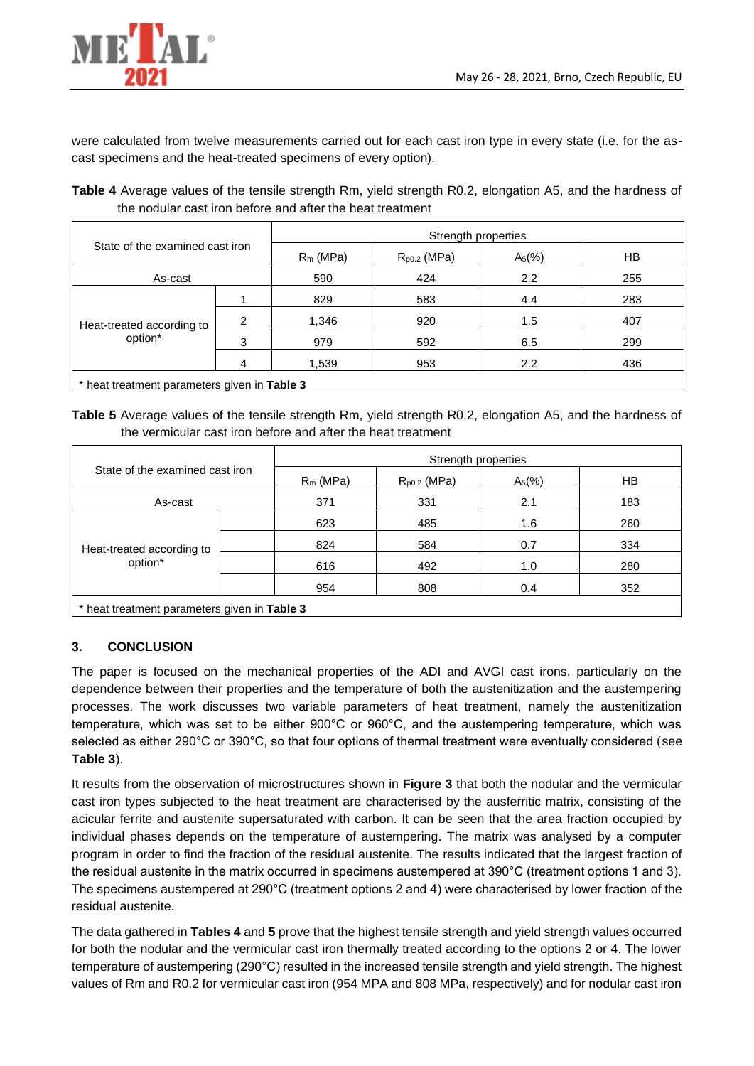were calculated from twelve measurements carried out for each cast iron type in every state (i.e. for the as-cast specimens and the heat-treated specimens of every option).

**Table 4** Average values of the tensile strength Rm, yield strength R0.2, elongation A5, and the hardness of the nodular cast iron before and after the heat treatment

| State of the examined cast iron | | Strength properties | | | |
|---|---|---|---|---|---|
| | | $R_m$ (MPa) | $R_{p0.2}$ (MPa) | $A_5$(%) | HB |
| As-cast | | 590 | 424 | 2.2 | 255 |
| Heat-treated according to option* | 1 | 829 | 583 | 4.4 | 283 |
| | 2 | 1,346 | 920 | 1.5 | 407 |
| | 3 | 979 | 592 | 6.5 | 299 |
| | 4 | 1,539 | 953 | 2.2 | 436 |

\* heat treatment parameters given in **Table 3**

**Table 5** Average values of the tensile strength Rm, yield strength R0.2, elongation A5, and the hardness of the vermicular cast iron before and after the heat treatment

| State of the examined cast iron | | Strength properties | | | |
|---|---|---|---|---|---|
| | | $R_m$ (MPa) | $R_{p0.2}$ (MPa) | $A_5$(%) | HB |
| As-cast | | 371 | 331 | 2.1 | 183 |
| Heat-treated according to option* | | 623 | 485 | 1.6 | 260 |
| | | 824 | 584 | 0.7 | 334 |
| | | 616 | 492 | 1.0 | 280 |
| | | 954 | 808 | 0.4 | 352 |

\* heat treatment parameters given in **Table 3**

## 3. CONCLUSION

The paper is focused on the mechanical properties of the ADI and AVGI cast irons, particularly on the dependence between their properties and the temperature of both the austenitization and the austempering processes. The work discusses two variable parameters of heat treatment, namely the austenitization temperature, which was set to be either 900°C or 960°C, and the austempering temperature, which was selected as either 290°C or 390°C, so that four options of thermal treatment were eventually considered (see **Table 3**).

It results from the observation of microstructures shown in **Figure 3** that both the nodular and the vermicular cast iron types subjected to the heat treatment are characterised by the ausferritic matrix, consisting of the acicular ferrite and austenite supersaturated with carbon. It can be seen that the area fraction occupied by individual phases depends on the temperature of austempering. The matrix was analysed by a computer program in order to find the fraction of the residual austenite. The results indicated that the largest fraction of the residual austenite in the matrix occurred in specimens austempered at 390°C (treatment options 1 and 3). The specimens austempered at 290°C (treatment options 2 and 4) were characterised by lower fraction of the residual austenite.

The data gathered in **Tables 4** and **5** prove that the highest tensile strength and yield strength values occurred for both the nodular and the vermicular cast iron thermally treated according to the options 2 or 4. The lower temperature of austempering (290°C) resulted in the increased tensile strength and yield strength. The highest values of Rm and R0.2 for vermicular cast iron (954 MPA and 808 MPa, respectively) and for nodular cast iron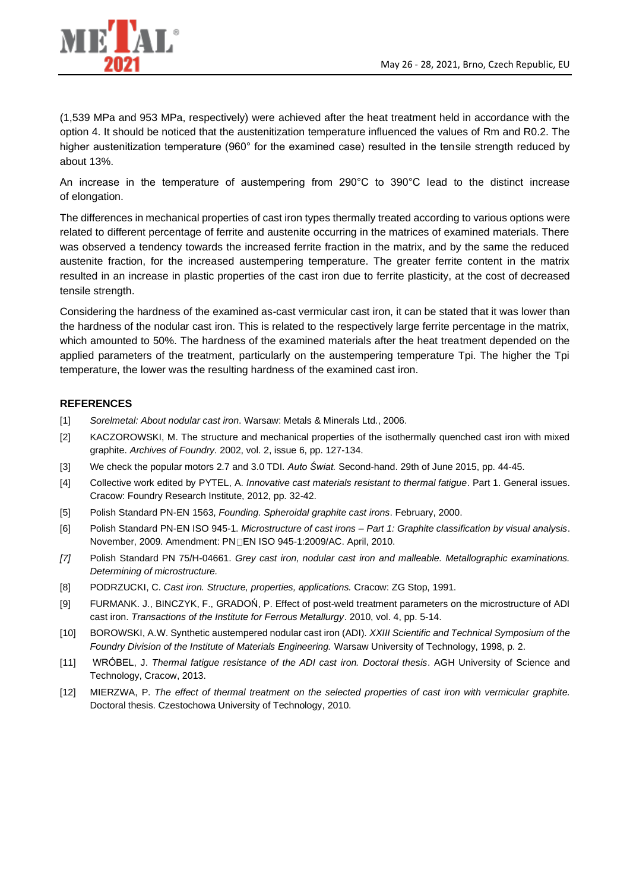(1,539 MPa and 953 MPa, respectively) were achieved after the heat treatment held in accordance with the option 4. It should be noticed that the austenitization temperature influenced the values of Rm and R0.2. The higher austenitization temperature (960° for the examined case) resulted in the tensile strength reduced by about 13%.

An increase in the temperature of austempering from 290°C to 390°C lead to the distinct increase of elongation.

The differences in mechanical properties of cast iron types thermally treated according to various options were related to different percentage of ferrite and austenite occurring in the matrices of examined materials. There was observed a tendency towards the increased ferrite fraction in the matrix, and by the same the reduced austenite fraction, for the increased austempering temperature. The greater ferrite content in the matrix resulted in an increase in plastic properties of the cast iron due to ferrite plasticity, at the cost of decreased tensile strength.

Considering the hardness of the examined as-cast vermicular cast iron, it can be stated that it was lower than the hardness of the nodular cast iron. This is related to the respectively large ferrite percentage in the matrix, which amounted to 50%. The hardness of the examined materials after the heat treatment depended on the applied parameters of the treatment, particularly on the austempering temperature Tpi. The higher the Tpi temperature, the lower was the resulting hardness of the examined cast iron.

## REFERENCES

[1] *Sorelmetal: About nodular cast iron*. Warsaw: Metals & Minerals Ltd., 2006.

[2] KACZOROWSKI, M. The structure and mechanical properties of the isothermally quenched cast iron with mixed graphite. *Archives of Foundry*. 2002, vol. 2, issue 6, pp. 127-134.

[3] We check the popular motors 2.7 and 3.0 TDI. *Auto Świat.* Second-hand. 29th of June 2015, pp. 44-45.

[4] Collective work edited by PYTEL, A. *Innovative cast materials resistant to thermal fatigue*. Part 1. General issues. Cracow: Foundry Research Institute, 2012, pp. 32-42.

[5] Polish Standard PN-EN 1563, *Founding. Spheroidal graphite cast irons*. February, 2000.

[6] Polish Standard PN-EN ISO 945-1. *Microstructure of cast irons – Part 1: Graphite classification by visual analysis*. November, 2009. Amendment: PN-EN ISO 945-1:2009/AC. April, 2010.

*[7]* Polish Standard PN 75/H-04661. *Grey cast iron, nodular cast iron and malleable. Metallographic examinations. Determining of microstructure.*

[8] PODRZUCKI, C. *Cast iron. Structure, properties, applications.* Cracow: ZG Stop, 1991.

[9] FURMANK. J., BINCZYK, F., GRADOŃ, P. Effect of post-weld treatment parameters on the microstructure of ADI cast iron. *Transactions of the Institute for Ferrous Metallurgy*. 2010, vol. 4, pp. 5-14.

[10] BOROWSKI, A.W. Synthetic austempered nodular cast iron (ADI). *XXIII Scientific and Technical Symposium of the Foundry Division of the Institute of Materials Engineering.* Warsaw University of Technology, 1998, p. 2.

[11] WRÓBEL, J. *Thermal fatigue resistance of the ADI cast iron. Doctoral thesis*. AGH University of Science and Technology, Cracow, 2013.

[12] MIERZWA, P. *The effect of thermal treatment on the selected properties of cast iron with vermicular graphite.* Doctoral thesis. Czestochowa University of Technology, 2010.